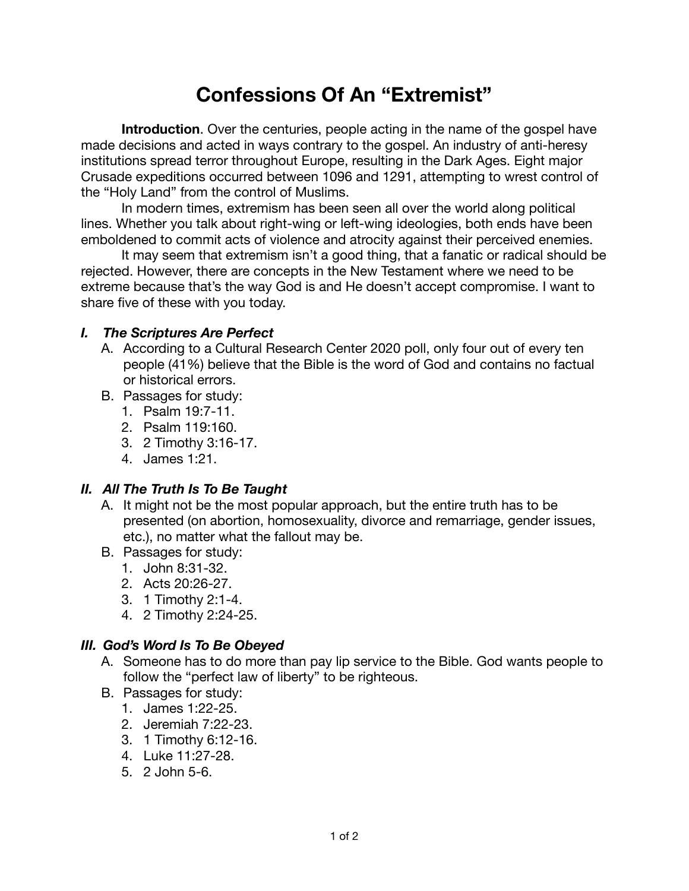# Confessions Of An "Extremist"

**Introduction**. Over the centuries, people acting in the name of the gospel have made decisions and acted in ways contrary to the gospel. An industry of anti-heresy institutions spread terror throughout Europe, resulting in the Dark Ages. Eight major Crusade expeditions occurred between 1096 and 1291, attempting to wrest control of the "Holy Land" from the control of Muslims.

In modern times, extremism has been seen all over the world along political lines. Whether you talk about right-wing or left-wing ideologies, both ends have been emboldened to commit acts of violence and atrocity against their perceived enemies.

It may seem that extremism isn't a good thing, that a fanatic or radical should be rejected. However, there are concepts in the New Testament where we need to be extreme because that's the way God is and He doesn't accept compromise. I want to share five of these with you today.

### *I. The Scriptures Are Perfect*

A. According to a Cultural Research Center 2020 poll, only four out of every ten people (41%) believe that the Bible is the word of God and contains no factual or historical errors.

B. Passages for study:
  1. Psalm 19:7-11.
  2. Psalm 119:160.
  3. 2 Timothy 3:16-17.
  4. James 1:21.

### *II. All The Truth Is To Be Taught*

A. It might not be the most popular approach, but the entire truth has to be presented (on abortion, homosexuality, divorce and remarriage, gender issues, etc.), no matter what the fallout may be.

B. Passages for study:
  1. John 8:31-32.
  2. Acts 20:26-27.
  3. 1 Timothy 2:1-4.
  4. 2 Timothy 2:24-25.

### *III. God's Word Is To Be Obeyed*

A. Someone has to do more than pay lip service to the Bible. God wants people to follow the "perfect law of liberty" to be righteous.

B. Passages for study:
  1. James 1:22-25.
  2. Jeremiah 7:22-23.
  3. 1 Timothy 6:12-16.
  4. Luke 11:27-28.
  5. 2 John 5-6.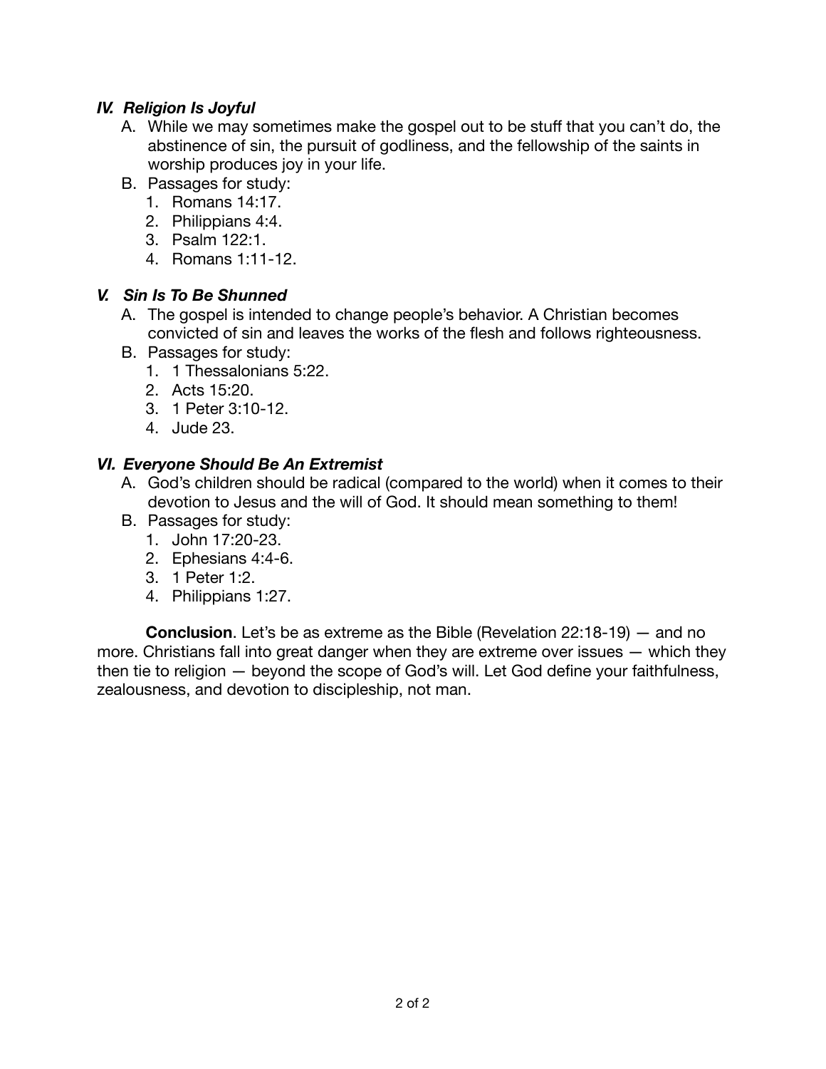### *IV. Religion Is Joyful*

A. While we may sometimes make the gospel out to be stuff that you can't do, the abstinence of sin, the pursuit of godliness, and the fellowship of the saints in worship produces joy in your life.

B. Passages for study:
   1. Romans 14:17.
   2. Philippians 4:4.
   3. Psalm 122:1.
   4. Romans 1:11-12.

### *V. Sin Is To Be Shunned*

A. The gospel is intended to change people's behavior. A Christian becomes convicted of sin and leaves the works of the flesh and follows righteousness.

B. Passages for study:
   1. 1 Thessalonians 5:22.
   2. Acts 15:20.
   3. 1 Peter 3:10-12.
   4. Jude 23.

### *VI. Everyone Should Be An Extremist*

A. God's children should be radical (compared to the world) when it comes to their devotion to Jesus and the will of God. It should mean something to them!

B. Passages for study:
   1. John 17:20-23.
   2. Ephesians 4:4-6.
   3. 1 Peter 1:2.
   4. Philippians 1:27.

**Conclusion**. Let's be as extreme as the Bible (Revelation 22:18-19) — and no more. Christians fall into great danger when they are extreme over issues — which they then tie to religion — beyond the scope of God's will. Let God define your faithfulness, zealousness, and devotion to discipleship, not man.